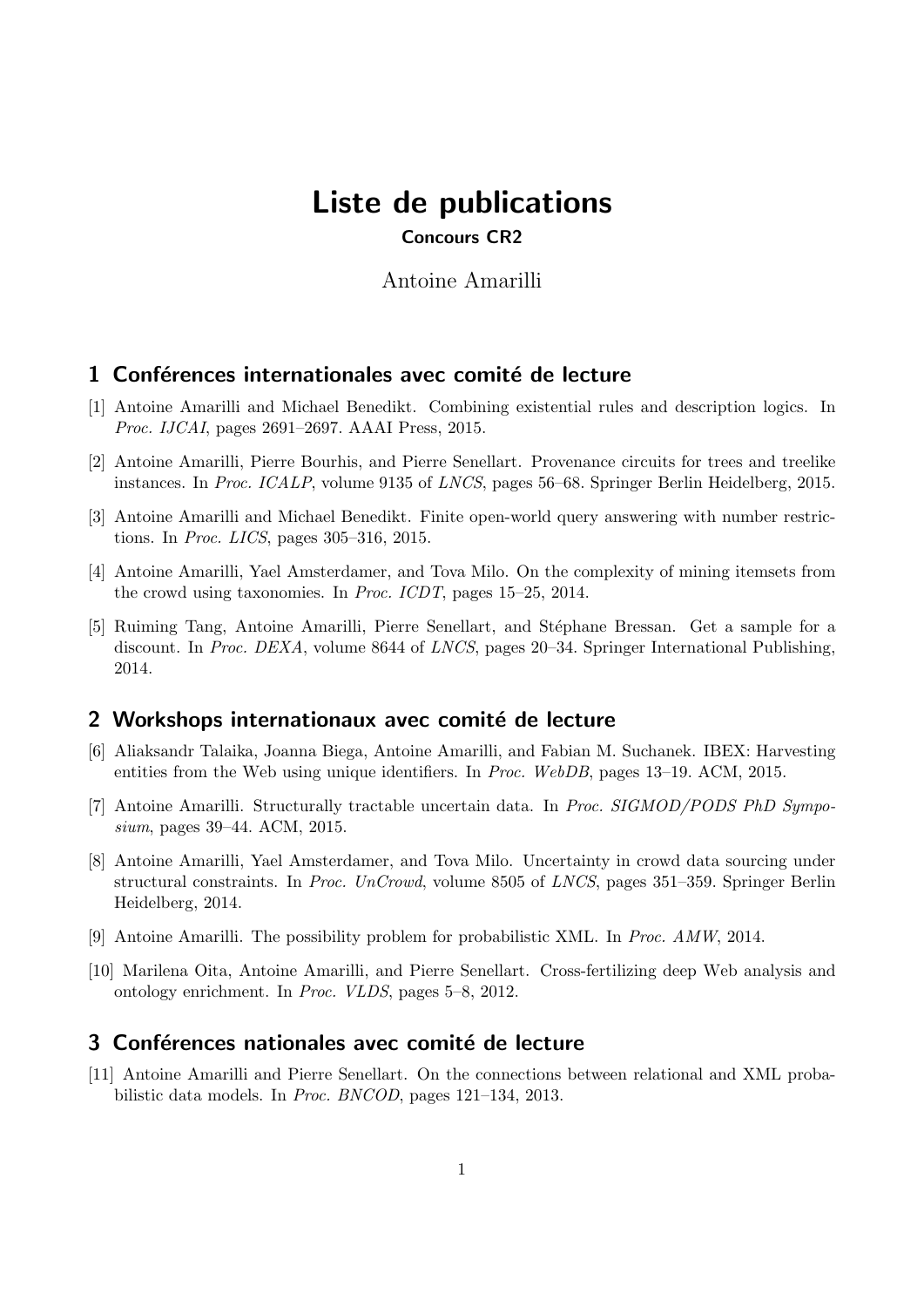# Liste de publications

**Concours CR2**

Antoine Amarilli

## 1 Conférences internationales avec comité de lecture

[1] Antoine Amarilli and Michael Benedikt. Combining existential rules and description logics. In *Proc. IJCAI*, pages 2691–2697. AAAI Press, 2015.

[2] Antoine Amarilli, Pierre Bourhis, and Pierre Senellart. Provenance circuits for trees and treelike instances. In *Proc. ICALP*, volume 9135 of *LNCS*, pages 56–68. Springer Berlin Heidelberg, 2015.

[3] Antoine Amarilli and Michael Benedikt. Finite open-world query answering with number restrictions. In *Proc. LICS*, pages 305–316, 2015.

[4] Antoine Amarilli, Yael Amsterdamer, and Tova Milo. On the complexity of mining itemsets from the crowd using taxonomies. In *Proc. ICDT*, pages 15–25, 2014.

[5] Ruiming Tang, Antoine Amarilli, Pierre Senellart, and Stéphane Bressan. Get a sample for a discount. In *Proc. DEXA*, volume 8644 of *LNCS*, pages 20–34. Springer International Publishing, 2014.

## 2 Workshops internationaux avec comité de lecture

[6] Aliaksandr Talaika, Joanna Biega, Antoine Amarilli, and Fabian M. Suchanek. IBEX: Harvesting entities from the Web using unique identifiers. In *Proc. WebDB*, pages 13–19. ACM, 2015.

[7] Antoine Amarilli. Structurally tractable uncertain data. In *Proc. SIGMOD/PODS PhD Symposium*, pages 39–44. ACM, 2015.

[8] Antoine Amarilli, Yael Amsterdamer, and Tova Milo. Uncertainty in crowd data sourcing under structural constraints. In *Proc. UnCrowd*, volume 8505 of *LNCS*, pages 351–359. Springer Berlin Heidelberg, 2014.

[9] Antoine Amarilli. The possibility problem for probabilistic XML. In *Proc. AMW*, 2014.

[10] Marilena Oita, Antoine Amarilli, and Pierre Senellart. Cross-fertilizing deep Web analysis and ontology enrichment. In *Proc. VLDS*, pages 5–8, 2012.

## 3 Conférences nationales avec comité de lecture

[11] Antoine Amarilli and Pierre Senellart. On the connections between relational and XML probabilistic data models. In *Proc. BNCOD*, pages 121–134, 2013.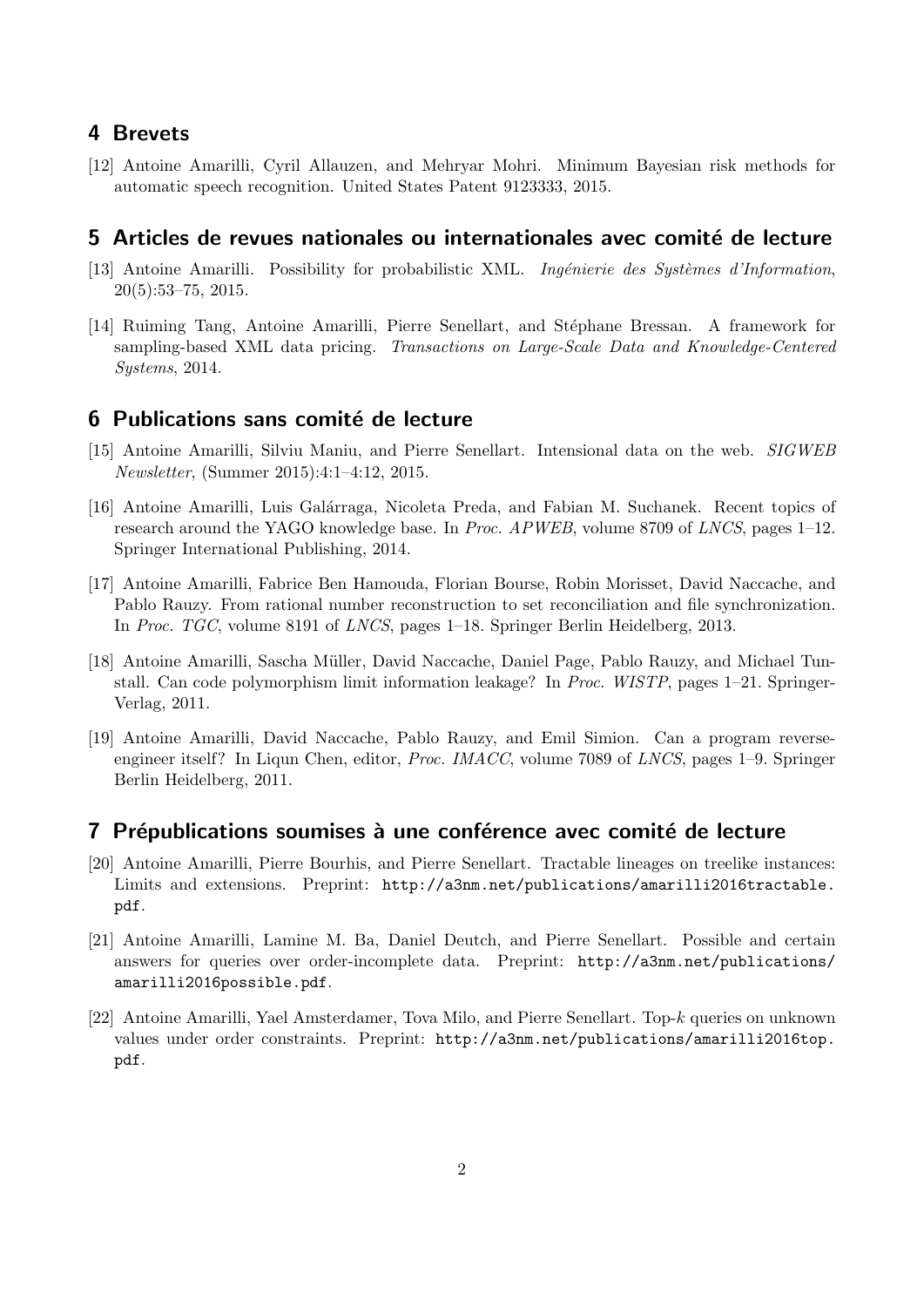## 4 Brevets

[12] Antoine Amarilli, Cyril Allauzen, and Mehryar Mohri. Minimum Bayesian risk methods for automatic speech recognition. United States Patent 9123333, 2015.

## 5 Articles de revues nationales ou internationales avec comité de lecture

[13] Antoine Amarilli. Possibility for probabilistic XML. *Ingénierie des Systèmes d'Information*, 20(5):53–75, 2015.

[14] Ruiming Tang, Antoine Amarilli, Pierre Senellart, and Stéphane Bressan. A framework for sampling-based XML data pricing. *Transactions on Large-Scale Data and Knowledge-Centered Systems*, 2014.

## 6 Publications sans comité de lecture

[15] Antoine Amarilli, Silviu Maniu, and Pierre Senellart. Intensional data on the web. *SIGWEB Newsletter*, (Summer 2015):4:1–4:12, 2015.

[16] Antoine Amarilli, Luis Galárraga, Nicoleta Preda, and Fabian M. Suchanek. Recent topics of research around the YAGO knowledge base. In *Proc. APWEB*, volume 8709 of *LNCS*, pages 1–12. Springer International Publishing, 2014.

[17] Antoine Amarilli, Fabrice Ben Hamouda, Florian Bourse, Robin Morisset, David Naccache, and Pablo Rauzy. From rational number reconstruction to set reconciliation and file synchronization. In *Proc. TGC*, volume 8191 of *LNCS*, pages 1–18. Springer Berlin Heidelberg, 2013.

[18] Antoine Amarilli, Sascha Müller, David Naccache, Daniel Page, Pablo Rauzy, and Michael Tunstall. Can code polymorphism limit information leakage? In *Proc. WISTP*, pages 1–21. Springer-Verlag, 2011.

[19] Antoine Amarilli, David Naccache, Pablo Rauzy, and Emil Simion. Can a program reverse-engineer itself? In Liqun Chen, editor, *Proc. IMACC*, volume 7089 of *LNCS*, pages 1–9. Springer Berlin Heidelberg, 2011.

## 7 Prépublications soumises à une conférence avec comité de lecture

[20] Antoine Amarilli, Pierre Bourhis, and Pierre Senellart. Tractable lineages on treelike instances: Limits and extensions. Preprint: `http://a3nm.net/publications/amarilli2016tractable.pdf`.

[21] Antoine Amarilli, Lamine M. Ba, Daniel Deutch, and Pierre Senellart. Possible and certain answers for queries over order-incomplete data. Preprint: `http://a3nm.net/publications/amarilli2016possible.pdf`.

[22] Antoine Amarilli, Yael Amsterdamer, Tova Milo, and Pierre Senellart. Top-$k$ queries on unknown values under order constraints. Preprint: `http://a3nm.net/publications/amarilli2016top.pdf`.